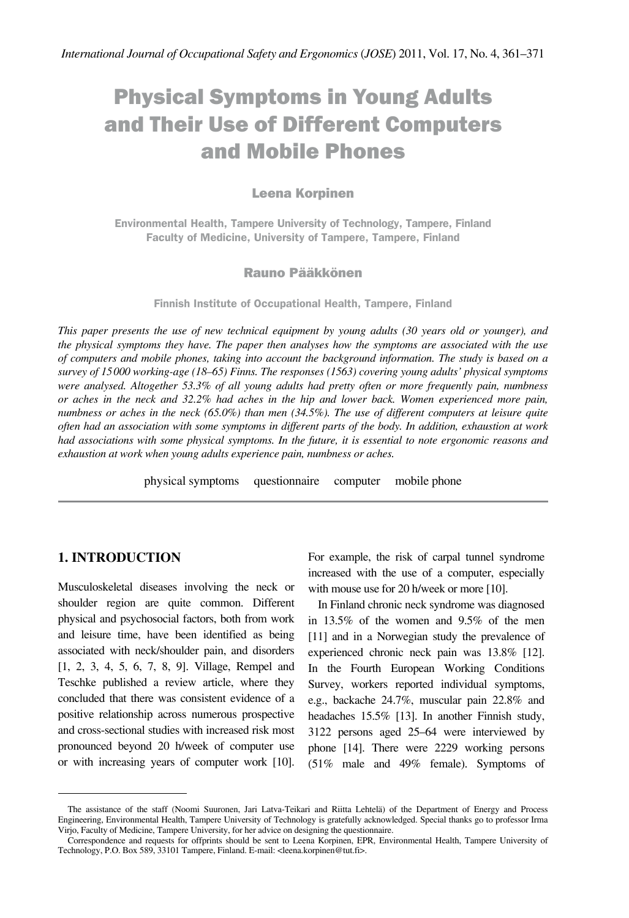# Physical Symptoms in Young Adults and Their Use of Different Computers and Mobile Phones

**Leena Korpinen**

Environmental Health, Tampere University of Technology, Tampere, Finland
Faculty of Medicine, University of Tampere, Tampere, Finland

**Rauno Pääkkönen**

Finnish Institute of Occupational Health, Tampere, Finland

*This paper presents the use of new technical equipment by young adults (30 years old or younger), and the physical symptoms they have. The paper then analyses how the symptoms are associated with the use of computers and mobile phones, taking into account the background information. The study is based on a survey of 15 000 working-age (18–65) Finns. The responses (1563) covering young adults' physical symptoms were analysed. Altogether 53.3% of all young adults had pretty often or more frequently pain, numbness or aches in the neck and 32.2% had aches in the hip and lower back. Women experienced more pain, numbness or aches in the neck (65.0%) than men (34.5%). The use of different computers at leisure quite often had an association with some symptoms in different parts of the body. In addition, exhaustion at work had associations with some physical symptoms. In the future, it is essential to note ergonomic reasons and exhaustion at work when young adults experience pain, numbness or aches.*

physical symptoms  questionnaire  computer  mobile phone

## 1. INTRODUCTION

Musculoskeletal diseases involving the neck or shoulder region are quite common. Different physical and psychosocial factors, both from work and leisure time, have been identified as being associated with neck/shoulder pain, and disorders [1, 2, 3, 4, 5, 6, 7, 8, 9]. Village, Rempel and Teschke published a review article, where they concluded that there was consistent evidence of a positive relationship across numerous prospective and cross-sectional studies with increased risk most pronounced beyond 20 h/week of computer use or with increasing years of computer work [10]. For example, the risk of carpal tunnel syndrome increased with the use of a computer, especially with mouse use for 20 h/week or more [10].

In Finland chronic neck syndrome was diagnosed in 13.5% of the women and 9.5% of the men [11] and in a Norwegian study the prevalence of experienced chronic neck pain was 13.8% [12]. In the Fourth European Working Conditions Survey, workers reported individual symptoms, e.g., backache 24.7%, muscular pain 22.8% and headaches 15.5% [13]. In another Finnish study, 3122 persons aged 25–64 were interviewed by phone [14]. There were 2229 working persons (51% male and 49% female). Symptoms of

---

The assistance of the staff (Noomi Suuronen, Jari Latva-Teikari and Riitta Lehtelä) of the Department of Energy and Process Engineering, Environmental Health, Tampere University of Technology is gratefully acknowledged. Special thanks go to professor Irma Virjo, Faculty of Medicine, Tampere University, for her advice on designing the questionnaire.

Correspondence and requests for offprints should be sent to Leena Korpinen, EPR, Environmental Health, Tampere University of Technology, P.O. Box 589, 33101 Tampere, Finland. E-mail: <leena.korpinen@tut.fi>.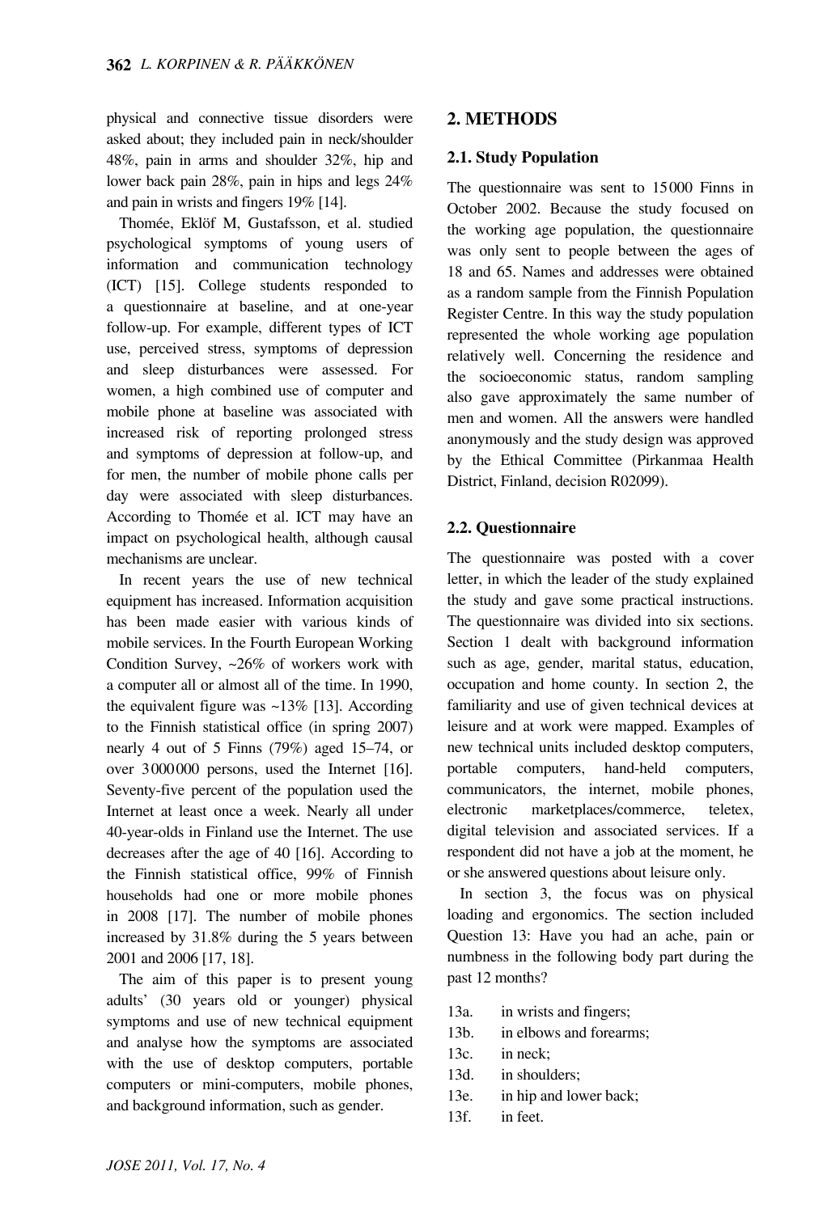physical and connective tissue disorders were asked about; they included pain in neck/shoulder 48%, pain in arms and shoulder 32%, hip and lower back pain 28%, pain in hips and legs 24% and pain in wrists and fingers 19% [14].

Thomée, Eklöf M, Gustafsson, et al. studied psychological symptoms of young users of information and communication technology (ICT) [15]. College students responded to a questionnaire at baseline, and at one-year follow-up. For example, different types of ICT use, perceived stress, symptoms of depression and sleep disturbances were assessed. For women, a high combined use of computer and mobile phone at baseline was associated with increased risk of reporting prolonged stress and symptoms of depression at follow-up, and for men, the number of mobile phone calls per day were associated with sleep disturbances. According to Thomée et al. ICT may have an impact on psychological health, although causal mechanisms are unclear.

In recent years the use of new technical equipment has increased. Information acquisition has been made easier with various kinds of mobile services. In the Fourth European Working Condition Survey, ~26% of workers work with a computer all or almost all of the time. In 1990, the equivalent figure was ~13% [13]. According to the Finnish statistical office (in spring 2007) nearly 4 out of 5 Finns (79%) aged 15–74, or over 3 000 000 persons, used the Internet [16]. Seventy-five percent of the population used the Internet at least once a week. Nearly all under 40-year-olds in Finland use the Internet. The use decreases after the age of 40 [16]. According to the Finnish statistical office, 99% of Finnish households had one or more mobile phones in 2008 [17]. The number of mobile phones increased by 31.8% during the 5 years between 2001 and 2006 [17, 18].

The aim of this paper is to present young adults' (30 years old or younger) physical symptoms and use of new technical equipment and analyse how the symptoms are associated with the use of desktop computers, portable computers or mini-computers, mobile phones, and background information, such as gender.

## 2. METHODS

### 2.1. Study Population

The questionnaire was sent to 15 000 Finns in October 2002. Because the study focused on the working age population, the questionnaire was only sent to people between the ages of 18 and 65. Names and addresses were obtained as a random sample from the Finnish Population Register Centre. In this way the study population represented the whole working age population relatively well. Concerning the residence and the socioeconomic status, random sampling also gave approximately the same number of men and women. All the answers were handled anonymously and the study design was approved by the Ethical Committee (Pirkanmaa Health District, Finland, decision R02099).

### 2.2. Questionnaire

The questionnaire was posted with a cover letter, in which the leader of the study explained the study and gave some practical instructions. The questionnaire was divided into six sections. Section 1 dealt with background information such as age, gender, marital status, education, occupation and home county. In section 2, the familiarity and use of given technical devices at leisure and at work were mapped. Examples of new technical units included desktop computers, portable computers, hand-held computers, communicators, the internet, mobile phones, electronic marketplaces/commerce, teletex, digital television and associated services. If a respondent did not have a job at the moment, he or she answered questions about leisure only.

In section 3, the focus was on physical loading and ergonomics. The section included Question 13: Have you had an ache, pain or numbness in the following body part during the past 12 months?

- 13a. in wrists and fingers;
- 13b. in elbows and forearms;
- 13c. in neck;
- 13d. in shoulders;
- 13e. in hip and lower back;
- 13f. in feet.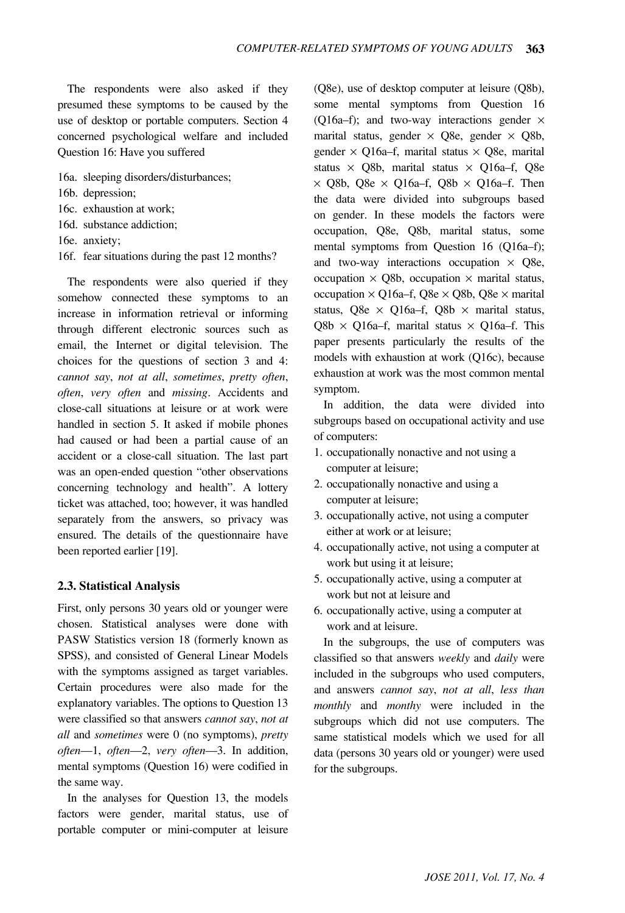The respondents were also asked if they presumed these symptoms to be caused by the use of desktop or portable computers. Section 4 concerned psychological welfare and included Question 16: Have you suffered

16a. sleeping disorders/disturbances;
16b. depression;
16c. exhaustion at work;
16d. substance addiction;
16e. anxiety;
16f. fear situations during the past 12 months?

The respondents were also queried if they somehow connected these symptoms to an increase in information retrieval or informing through different electronic sources such as email, the Internet or digital television. The choices for the questions of section 3 and 4: *cannot say*, *not at all*, *sometimes*, *pretty often*, *often*, *very often* and *missing*. Accidents and close-call situations at leisure or at work were handled in section 5. It asked if mobile phones had caused or had been a partial cause of an accident or a close-call situation. The last part was an open-ended question "other observations concerning technology and health". A lottery ticket was attached, too; however, it was handled separately from the answers, so privacy was ensured. The details of the questionnaire have been reported earlier [19].

### 2.3. Statistical Analysis

First, only persons 30 years old or younger were chosen. Statistical analyses were done with PASW Statistics version 18 (formerly known as SPSS), and consisted of General Linear Models with the symptoms assigned as target variables. Certain procedures were also made for the explanatory variables. The options to Question 13 were classified so that answers *cannot say*, *not at all* and *sometimes* were 0 (no symptoms), *pretty often*—1, *often*—2, *very often*—3. In addition, mental symptoms (Question 16) were codified in the same way.

In the analyses for Question 13, the models factors were gender, marital status, use of portable computer or mini-computer at leisure (Q8e), use of desktop computer at leisure (Q8b), some mental symptoms from Question 16 (Q16a–f); and two-way interactions gender × marital status, gender × Q8e, gender × Q8b, gender × Q16a–f, marital status × Q8e, marital status × Q8b, marital status × Q16a–f, Q8e × Q8b, Q8e × Q16a–f, Q8b × Q16a–f. Then the data were divided into subgroups based on gender. In these models the factors were occupation, Q8e, Q8b, marital status, some mental symptoms from Question 16 (Q16a–f); and two-way interactions occupation × Q8e, occupation × Q8b, occupation × marital status, occupation × Q16a–f, Q8e × Q8b, Q8e × marital status, Q8e × Q16a–f, Q8b × marital status, Q8b × Q16a–f, marital status × Q16a–f. This paper presents particularly the results of the models with exhaustion at work (Q16c), because exhaustion at work was the most common mental symptom.

In addition, the data were divided into subgroups based on occupational activity and use of computers:

1. occupationally nonactive and not using a computer at leisure;
2. occupationally nonactive and using a computer at leisure;
3. occupationally active, not using a computer either at work or at leisure;
4. occupationally active, not using a computer at work but using it at leisure;
5. occupationally active, using a computer at work but not at leisure and
6. occupationally active, using a computer at work and at leisure.

In the subgroups, the use of computers was classified so that answers *weekly* and *daily* were included in the subgroups who used computers, and answers *cannot say*, *not at all*, *less than monthly* and *monthy* were included in the subgroups which did not use computers. The same statistical models which we used for all data (persons 30 years old or younger) were used for the subgroups.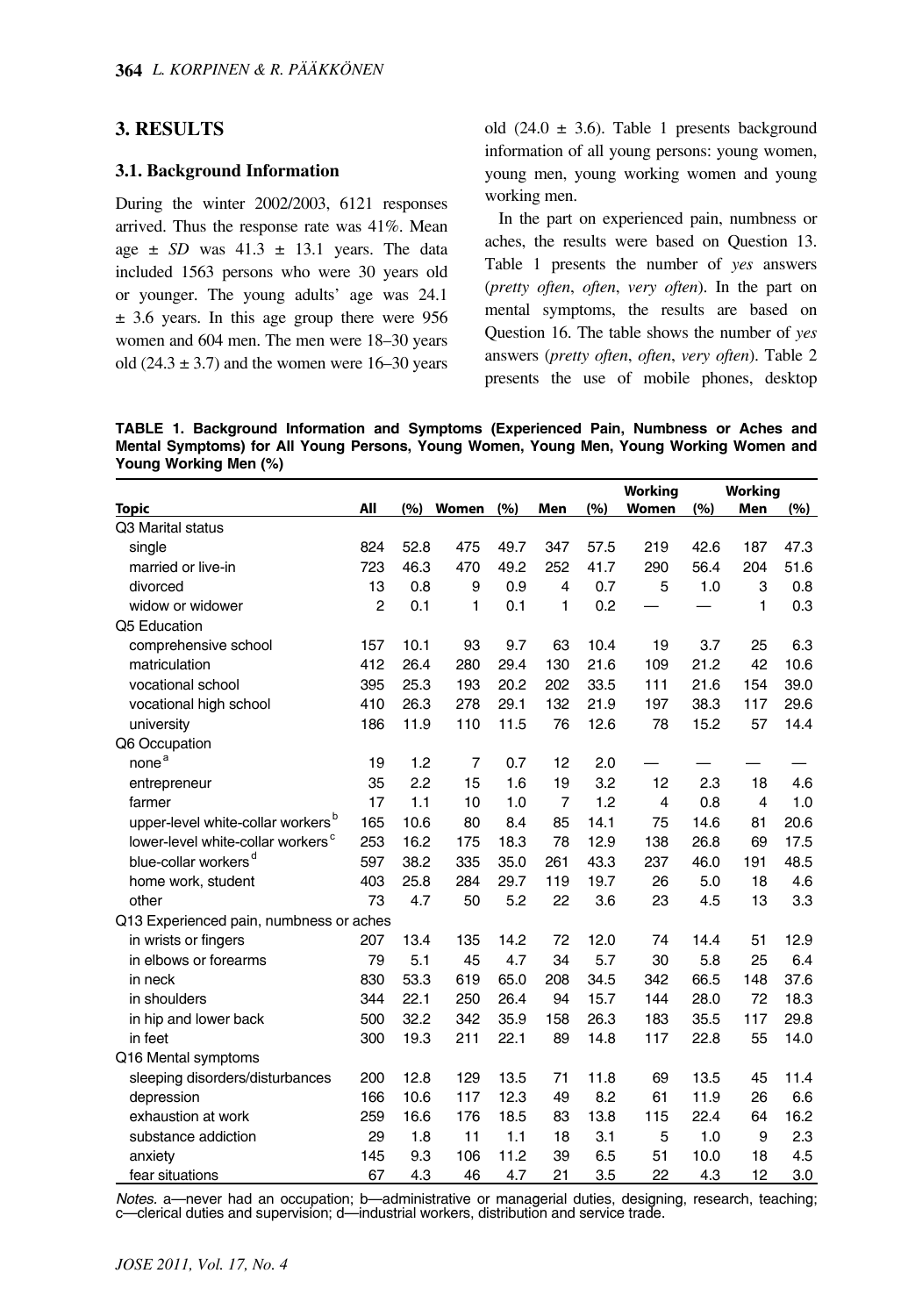## 3. RESULTS

### 3.1. Background Information

During the winter 2002/2003, 6121 responses arrived. Thus the response rate was 41%. Mean age ± *SD* was 41.3 ± 13.1 years. The data included 1563 persons who were 30 years old or younger. The young adults' age was 24.1 ± 3.6 years. In this age group there were 956 women and 604 men. The men were 18–30 years old (24.3 ± 3.7) and the women were 16–30 years old (24.0 ± 3.6). Table 1 presents background information of all young persons: young women, young men, young working women and young working men.

In the part on experienced pain, numbness or aches, the results were based on Question 13. Table 1 presents the number of *yes* answers (*pretty often*, *often*, *very often*). In the part on mental symptoms, the results are based on Question 16. The table shows the number of *yes* answers (*pretty often*, *often*, *very often*). Table 2 presents the use of mobile phones, desktop

**TABLE 1. Background Information and Symptoms (Experienced Pain, Numbness or Aches and Mental Symptoms) for All Young Persons, Young Women, Young Men, Young Working Women and Young Working Men (%)**

| Topic | All | (%) | Women | (%) | Men | (%) | Working Women | (%) | Working Men | (%) |
|---|---|---|---|---|---|---|---|---|---|---|
| Q3 Marital status | | | | | | | | | | |
| single | 824 | 52.8 | 475 | 49.7 | 347 | 57.5 | 219 | 42.6 | 187 | 47.3 |
| married or live-in | 723 | 46.3 | 470 | 49.2 | 252 | 41.7 | 290 | 56.4 | 204 | 51.6 |
| divorced | 13 | 0.8 | 9 | 0.9 | 4 | 0.7 | 5 | 1.0 | 3 | 0.8 |
| widow or widower | 2 | 0.1 | 1 | 0.1 | 1 | 0.2 | — | — | 1 | 0.3 |
| Q5 Education | | | | | | | | | | |
| comprehensive school | 157 | 10.1 | 93 | 9.7 | 63 | 10.4 | 19 | 3.7 | 25 | 6.3 |
| matriculation | 412 | 26.4 | 280 | 29.4 | 130 | 21.6 | 109 | 21.2 | 42 | 10.6 |
| vocational school | 395 | 25.3 | 193 | 20.2 | 202 | 33.5 | 111 | 21.6 | 154 | 39.0 |
| vocational high school | 410 | 26.3 | 278 | 29.1 | 132 | 21.9 | 197 | 38.3 | 117 | 29.6 |
| university | 186 | 11.9 | 110 | 11.5 | 76 | 12.6 | 78 | 15.2 | 57 | 14.4 |
| Q6 Occupation | | | | | | | | | | |
| none[a] | 19 | 1.2 | 7 | 0.7 | 12 | 2.0 | — | — | — | — |
| entrepreneur | 35 | 2.2 | 15 | 1.6 | 19 | 3.2 | 12 | 2.3 | 18 | 4.6 |
| farmer | 17 | 1.1 | 10 | 1.0 | 7 | 1.2 | 4 | 0.8 | 4 | 1.0 |
| upper-level white-collar workers[b] | 165 | 10.6 | 80 | 8.4 | 85 | 14.1 | 75 | 14.6 | 81 | 20.6 |
| lower-level white-collar workers[c] | 253 | 16.2 | 175 | 18.3 | 78 | 12.9 | 138 | 26.8 | 69 | 17.5 |
| blue-collar workers[d] | 597 | 38.2 | 335 | 35.0 | 261 | 43.3 | 237 | 46.0 | 191 | 48.5 |
| home work, student | 403 | 25.8 | 284 | 29.7 | 119 | 19.7 | 26 | 5.0 | 18 | 4.6 |
| other | 73 | 4.7 | 50 | 5.2 | 22 | 3.6 | 23 | 4.5 | 13 | 3.3 |
| Q13 Experienced pain, numbness or aches | | | | | | | | | | |
| in wrists or fingers | 207 | 13.4 | 135 | 14.2 | 72 | 12.0 | 74 | 14.4 | 51 | 12.9 |
| in elbows or forearms | 79 | 5.1 | 45 | 4.7 | 34 | 5.7 | 30 | 5.8 | 25 | 6.4 |
| in neck | 830 | 53.3 | 619 | 65.0 | 208 | 34.5 | 342 | 66.5 | 148 | 37.6 |
| in shoulders | 344 | 22.1 | 250 | 26.4 | 94 | 15.7 | 144 | 28.0 | 72 | 18.3 |
| in hip and lower back | 500 | 32.2 | 342 | 35.9 | 158 | 26.3 | 183 | 35.5 | 117 | 29.8 |
| in feet | 300 | 19.3 | 211 | 22.1 | 89 | 14.8 | 117 | 22.8 | 55 | 14.0 |
| Q16 Mental symptoms | | | | | | | | | | |
| sleeping disorders/disturbances | 200 | 12.8 | 129 | 13.5 | 71 | 11.8 | 69 | 13.5 | 45 | 11.4 |
| depression | 166 | 10.6 | 117 | 12.3 | 49 | 8.2 | 61 | 11.9 | 26 | 6.6 |
| exhaustion at work | 259 | 16.6 | 176 | 18.5 | 83 | 13.8 | 115 | 22.4 | 64 | 16.2 |
| substance addiction | 29 | 1.8 | 11 | 1.1 | 18 | 3.1 | 5 | 1.0 | 9 | 2.3 |
| anxiety | 145 | 9.3 | 106 | 11.2 | 39 | 6.5 | 51 | 10.0 | 18 | 4.5 |
| fear situations | 67 | 4.3 | 46 | 4.7 | 21 | 3.5 | 22 | 4.3 | 12 | 3.0 |

*Notes.* a—never had an occupation; b—administrative or managerial duties, designing, research, teaching; c—clerical duties and supervision; d—industrial workers, distribution and service trade.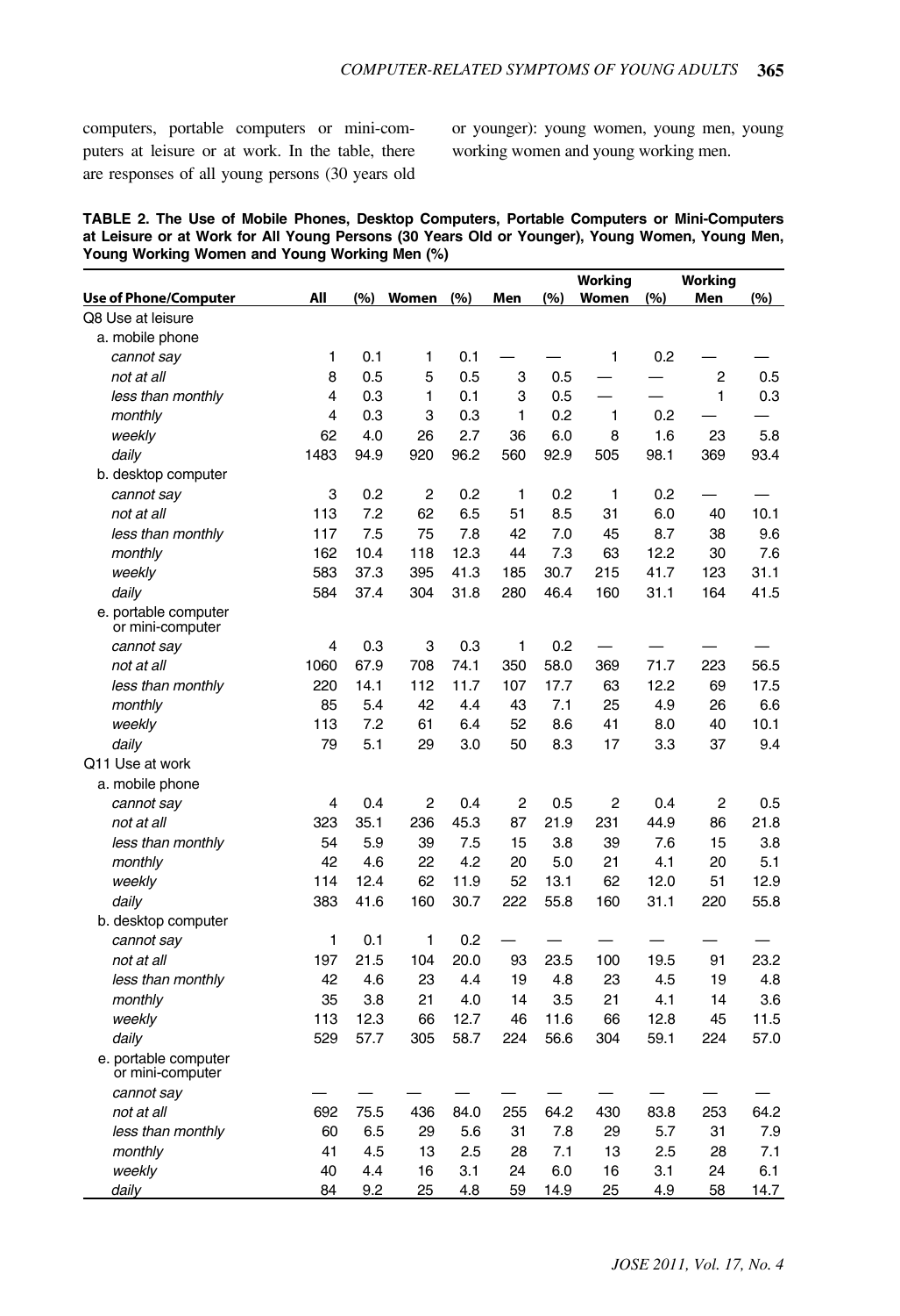computers, portable computers or mini-computers at leisure or at work. In the table, there are responses of all young persons (30 years old or younger): young women, young men, young working women and young working men.

**TABLE 2. The Use of Mobile Phones, Desktop Computers, Portable Computers or Mini-Computers at Leisure or at Work for All Young Persons (30 Years Old or Younger), Young Women, Young Men, Young Working Women and Young Working Men (%)**

| Use of Phone/Computer | All | (%) | Women | (%) | Men | (%) | Working Women | (%) | Working Men | (%) |
|---|---|---|---|---|---|---|---|---|---|---|
| Q8 Use at leisure | | | | | | | | | | |
| a. mobile phone | | | | | | | | | | |
| *cannot say* | 1 | 0.1 | 1 | 0.1 | — | — | 1 | 0.2 | — | — |
| *not at all* | 8 | 0.5 | 5 | 0.5 | 3 | 0.5 | — | — | 2 | 0.5 |
| *less than monthly* | 4 | 0.3 | 1 | 0.1 | 3 | 0.5 | — | — | 1 | 0.3 |
| *monthly* | 4 | 0.3 | 3 | 0.3 | 1 | 0.2 | 1 | 0.2 | — | — |
| *weekly* | 62 | 4.0 | 26 | 2.7 | 36 | 6.0 | 8 | 1.6 | 23 | 5.8 |
| *daily* | 1483 | 94.9 | 920 | 96.2 | 560 | 92.9 | 505 | 98.1 | 369 | 93.4 |
| b. desktop computer | | | | | | | | | | |
| *cannot say* | 3 | 0.2 | 2 | 0.2 | 1 | 0.2 | 1 | 0.2 | — | — |
| *not at all* | 113 | 7.2 | 62 | 6.5 | 51 | 8.5 | 31 | 6.0 | 40 | 10.1 |
| *less than monthly* | 117 | 7.5 | 75 | 7.8 | 42 | 7.0 | 45 | 8.7 | 38 | 9.6 |
| *monthly* | 162 | 10.4 | 118 | 12.3 | 44 | 7.3 | 63 | 12.2 | 30 | 7.6 |
| *weekly* | 583 | 37.3 | 395 | 41.3 | 185 | 30.7 | 215 | 41.7 | 123 | 31.1 |
| *daily* | 584 | 37.4 | 304 | 31.8 | 280 | 46.4 | 160 | 31.1 | 164 | 41.5 |
| e. portable computer or mini-computer | | | | | | | | | | |
| *cannot say* | 4 | 0.3 | 3 | 0.3 | 1 | 0.2 | — | — | — | — |
| *not at all* | 1060 | 67.9 | 708 | 74.1 | 350 | 58.0 | 369 | 71.7 | 223 | 56.5 |
| *less than monthly* | 220 | 14.1 | 112 | 11.7 | 107 | 17.7 | 63 | 12.2 | 69 | 17.5 |
| *monthly* | 85 | 5.4 | 42 | 4.4 | 43 | 7.1 | 25 | 4.9 | 26 | 6.6 |
| *weekly* | 113 | 7.2 | 61 | 6.4 | 52 | 8.6 | 41 | 8.0 | 40 | 10.1 |
| *daily* | 79 | 5.1 | 29 | 3.0 | 50 | 8.3 | 17 | 3.3 | 37 | 9.4 |
| Q11 Use at work | | | | | | | | | | |
| a. mobile phone | | | | | | | | | | |
| *cannot say* | 4 | 0.4 | 2 | 0.4 | 2 | 0.5 | 2 | 0.4 | 2 | 0.5 |
| *not at all* | 323 | 35.1 | 236 | 45.3 | 87 | 21.9 | 231 | 44.9 | 86 | 21.8 |
| *less than monthly* | 54 | 5.9 | 39 | 7.5 | 15 | 3.8 | 39 | 7.6 | 15 | 3.8 |
| *monthly* | 42 | 4.6 | 22 | 4.2 | 20 | 5.0 | 21 | 4.1 | 20 | 5.1 |
| *weekly* | 114 | 12.4 | 62 | 11.9 | 52 | 13.1 | 62 | 12.0 | 51 | 12.9 |
| *daily* | 383 | 41.6 | 160 | 30.7 | 222 | 55.8 | 160 | 31.1 | 220 | 55.8 |
| b. desktop computer | | | | | | | | | | |
| *cannot say* | 1 | 0.1 | 1 | 0.2 | — | — | — | — | — | — |
| *not at all* | 197 | 21.5 | 104 | 20.0 | 93 | 23.5 | 100 | 19.5 | 91 | 23.2 |
| *less than monthly* | 42 | 4.6 | 23 | 4.4 | 19 | 4.8 | 23 | 4.5 | 19 | 4.8 |
| *monthly* | 35 | 3.8 | 21 | 4.0 | 14 | 3.5 | 21 | 4.1 | 14 | 3.6 |
| *weekly* | 113 | 12.3 | 66 | 12.7 | 46 | 11.6 | 66 | 12.8 | 45 | 11.5 |
| *daily* | 529 | 57.7 | 305 | 58.7 | 224 | 56.6 | 304 | 59.1 | 224 | 57.0 |
| e. portable computer or mini-computer | | | | | | | | | | |
| *cannot say* | — | — | — | — | — | — | — | — | — | — |
| *not at all* | 692 | 75.5 | 436 | 84.0 | 255 | 64.2 | 430 | 83.8 | 253 | 64.2 |
| *less than monthly* | 60 | 6.5 | 29 | 5.6 | 31 | 7.8 | 29 | 5.7 | 31 | 7.9 |
| *monthly* | 41 | 4.5 | 13 | 2.5 | 28 | 7.1 | 13 | 2.5 | 28 | 7.1 |
| *weekly* | 40 | 4.4 | 16 | 3.1 | 24 | 6.0 | 16 | 3.1 | 24 | 6.1 |
| *daily* | 84 | 9.2 | 25 | 4.8 | 59 | 14.9 | 25 | 4.9 | 58 | 14.7 |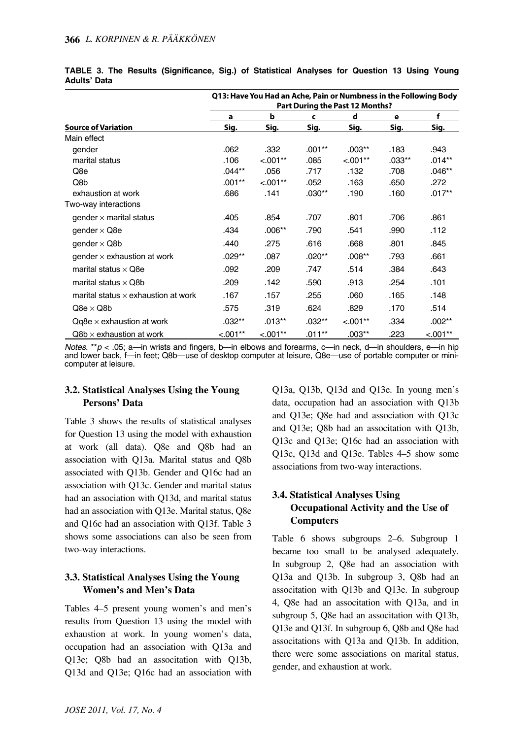**TABLE 3. The Results (Significance, Sig.) of Statistical Analyses for Question 13 Using Young Adults' Data**

| | Q13: Have You Had an Ache, Pain or Numbness in the Following Body Part During the Past 12 Months? | | | | | |
|---|---|---|---|---|---|---|
| | a | b | c | d | e | f |
| **Source of Variation** | **Sig.** | **Sig.** | **Sig.** | **Sig.** | **Sig.** | **Sig.** |
| Main effect | | | | | | |
| gender | .062 | .332 | .001** | .003** | .183 | .943 |
| marital status | .106 | <.001** | .085 | <.001** | .033** | .014** |
| Q8e | .044** | .056 | .717 | .132 | .708 | .046** |
| Q8b | .001** | <.001** | .052 | .163 | .650 | .272 |
| exhaustion at work | .686 | .141 | .030** | .190 | .160 | .017** |
| Two-way interactions | | | | | | |
| gender × marital status | .405 | .854 | .707 | .801 | .706 | .861 |
| gender × Q8e | .434 | .006** | .790 | .541 | .990 | .112 |
| gender × Q8b | .440 | .275 | .616 | .668 | .801 | .845 |
| gender × exhaustion at work | .029** | .087 | .020** | .008** | .793 | .661 |
| marital status × Q8e | .092 | .209 | .747 | .514 | .384 | .643 |
| marital status × Q8b | .209 | .142 | .590 | .913 | .254 | .101 |
| marital status × exhaustion at work | .167 | .157 | .255 | .060 | .165 | .148 |
| Q8e × Q8b | .575 | .319 | .624 | .829 | .170 | .514 |
| Qq8e × exhaustion at work | .032** | .013** | .032** | <.001** | .334 | .002** |
| Q8b × exhaustion at work | <.001** | <.001** | .011** | .003** | .223 | <.001** |

*Notes.* ** $p < .05$; a—in wrists and fingers, b—in elbows and forearms, c—in neck, d—in shoulders, e—in hip and lower back, f—in feet; Q8b—use of desktop computer at leisure, Q8e—use of portable computer or mini-computer at leisure.

### 3.2. Statistical Analyses Using the Young Persons' Data

Table 3 shows the results of statistical analyses for Question 13 using the model with exhaustion at work (all data). Q8e and Q8b had an association with Q13a. Marital status and Q8b associated with Q13b. Gender and Q16c had an association with Q13c. Gender and marital status had an association with Q13d, and marital status had an association with Q13e. Marital status, Q8e and Q16c had an association with Q13f. Table 3 shows some associations can also be seen from two-way interactions.

### 3.3. Statistical Analyses Using the Young Women's and Men's Data

Tables 4–5 present young women's and men's results from Question 13 using the model with exhaustion at work. In young women's data, occupation had an association with Q13a and Q13e; Q8b had an associtation with Q13b, Q13d and Q13e; Q16c had an association with Q13a, Q13b, Q13d and Q13e. In young men's data, occupation had an association with Q13b and Q13e; Q8e had and association with Q13c and Q13e; Q8b had an associtation with Q13b, Q13c and Q13e; Q16c had an association with Q13c, Q13d and Q13e. Tables 4–5 show some associations from two-way interactions.

### 3.4. Statistical Analyses Using Occupational Activity and the Use of Computers

Table 6 shows subgroups 2–6. Subgroup 1 became too small to be analysed adequately. In subgroup 2, Q8e had an association with Q13a and Q13b. In subgroup 3, Q8b had an associtation with Q13b and Q13e. In subgroup 4, Q8e had an associtation with Q13a, and in subgroup 5, Q8e had an associtation with Q13b, Q13e and Q13f. In subgroup 6, Q8b and Q8e had associtations with Q13a and Q13b. In addition, there were some associations on marital status, gender, and exhaustion at work.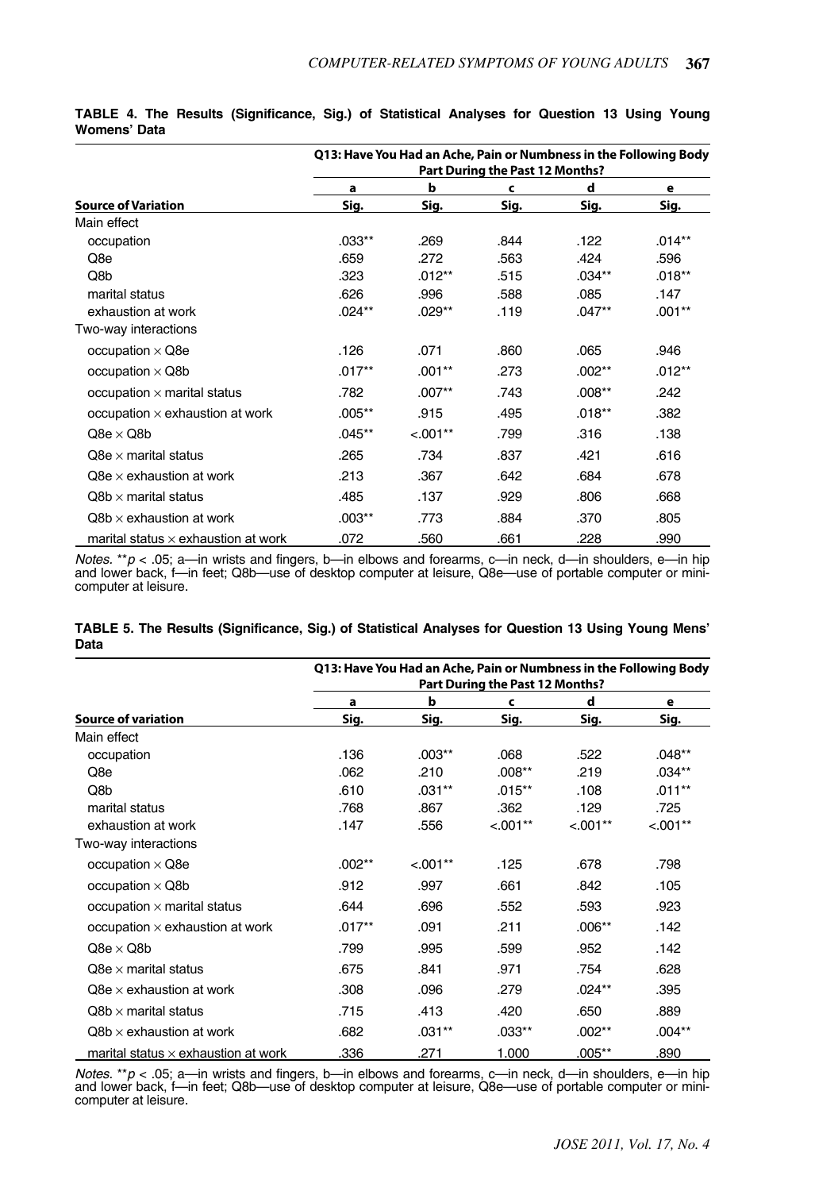**TABLE 4. The Results (Significance, Sig.) of Statistical Analyses for Question 13 Using Young Womens' Data**

| | Q13: Have You Had an Ache, Pain or Numbness in the Following Body Part During the Past 12 Months? | | | | |
|---|---|---|---|---|---|
| | **a** | **b** | **c** | **d** | **e** |
| **Source of Variation** | **Sig.** | **Sig.** | **Sig.** | **Sig.** | **Sig.** |
| Main effect | | | | | |
| occupation | .033** | .269 | .844 | .122 | .014** |
| Q8e | .659 | .272 | .563 | .424 | .596 |
| Q8b | .323 | .012** | .515 | .034** | .018** |
| marital status | .626 | .996 | .588 | .085 | .147 |
| exhaustion at work | .024** | .029** | .119 | .047** | .001** |
| Two-way interactions | | | | | |
| occupation × Q8e | .126 | .071 | .860 | .065 | .946 |
| occupation × Q8b | .017** | .001** | .273 | .002** | .012** |
| occupation × marital status | .782 | .007** | .743 | .008** | .242 |
| occupation × exhaustion at work | .005** | .915 | .495 | .018** | .382 |
| Q8e × Q8b | .045** | <.001** | .799 | .316 | .138 |
| Q8e × marital status | .265 | .734 | .837 | .421 | .616 |
| Q8e × exhaustion at work | .213 | .367 | .642 | .684 | .678 |
| Q8b × marital status | .485 | .137 | .929 | .806 | .668 |
| Q8b × exhaustion at work | .003** | .773 | .884 | .370 | .805 |
| marital status × exhaustion at work | .072 | .560 | .661 | .228 | .990 |

*Notes.* ** $p < .05$; a—in wrists and fingers, b—in elbows and forearms, c—in neck, d—in shoulders, e—in hip and lower back, f—in feet; Q8b—use of desktop computer at leisure, Q8e—use of portable computer or mini-computer at leisure.

**TABLE 5. The Results (Significance, Sig.) of Statistical Analyses for Question 13 Using Young Mens' Data**

| | Q13: Have You Had an Ache, Pain or Numbness in the Following Body Part During the Past 12 Months? | | | | |
|---|---|---|---|---|---|
| | **a** | **b** | **c** | **d** | **e** |
| **Source of variation** | **Sig.** | **Sig.** | **Sig.** | **Sig.** | **Sig.** |
| Main effect | | | | | |
| occupation | .136 | .003** | .068 | .522 | .048** |
| Q8e | .062 | .210 | .008** | .219 | .034** |
| Q8b | .610 | .031** | .015** | .108 | .011** |
| marital status | .768 | .867 | .362 | .129 | .725 |
| exhaustion at work | .147 | .556 | <.001** | <.001** | <.001** |
| Two-way interactions | | | | | |
| occupation × Q8e | .002** | <.001** | .125 | .678 | .798 |
| occupation × Q8b | .912 | .997 | .661 | .842 | .105 |
| occupation × marital status | .644 | .696 | .552 | .593 | .923 |
| occupation × exhaustion at work | .017** | .091 | .211 | .006** | .142 |
| Q8e × Q8b | .799 | .995 | .599 | .952 | .142 |
| Q8e × marital status | .675 | .841 | .971 | .754 | .628 |
| Q8e × exhaustion at work | .308 | .096 | .279 | .024** | .395 |
| Q8b × marital status | .715 | .413 | .420 | .650 | .889 |
| Q8b × exhaustion at work | .682 | .031** | .033** | .002** | .004** |
| marital status × exhaustion at work | .336 | .271 | 1.000 | .005** | .890 |

*Notes.* ** $p < .05$; a—in wrists and fingers, b—in elbows and forearms, c—in neck, d—in shoulders, e—in hip and lower back, f—in feet; Q8b—use of desktop computer at leisure, Q8e—use of portable computer or mini-computer at leisure.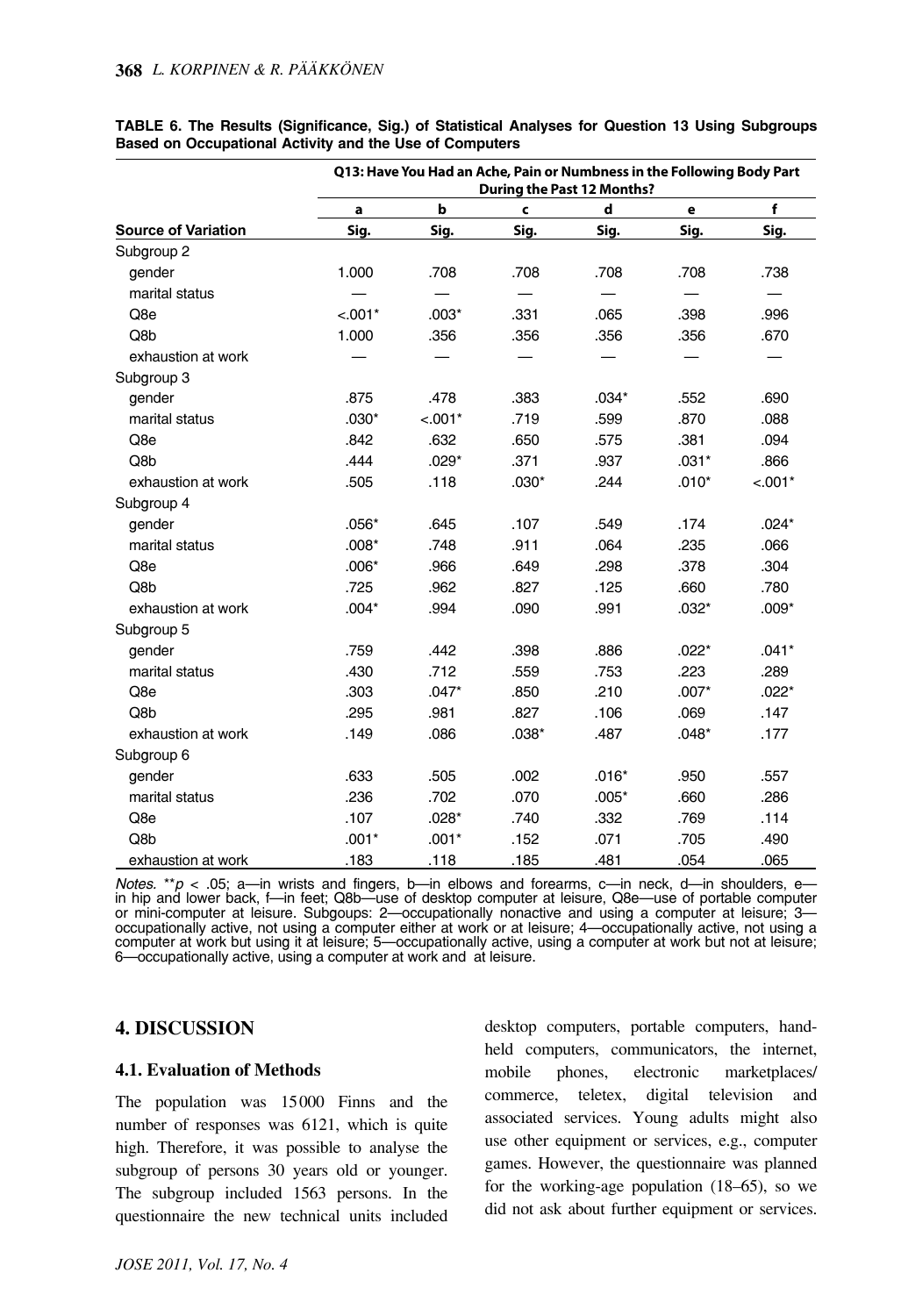**TABLE 6. The Results (Significance, Sig.) of Statistical Analyses for Question 13 Using Subgroups Based on Occupational Activity and the Use of Computers**

| | Q13: Have You Had an Ache, Pain or Numbness in the Following Body Part During the Past 12 Months? | | | | | |
|---|---|---|---|---|---|---|
| | a | b | c | d | e | f |
| Source of Variation | Sig. | Sig. | Sig. | Sig. | Sig. | Sig. |
| Subgroup 2 | | | | | | |
| gender | 1.000 | .708 | .708 | .708 | .708 | .738 |
| marital status | — | — | — | — | — | — |
| Q8e | <.001* | .003* | .331 | .065 | .398 | .996 |
| Q8b | 1.000 | .356 | .356 | .356 | .356 | .670 |
| exhaustion at work | — | — | — | — | — | — |
| Subgroup 3 | | | | | | |
| gender | .875 | .478 | .383 | .034* | .552 | .690 |
| marital status | .030* | <.001* | .719 | .599 | .870 | .088 |
| Q8e | .842 | .632 | .650 | .575 | .381 | .094 |
| Q8b | .444 | .029* | .371 | .937 | .031* | .866 |
| exhaustion at work | .505 | .118 | .030* | .244 | .010* | <.001* |
| Subgroup 4 | | | | | | |
| gender | .056* | .645 | .107 | .549 | .174 | .024* |
| marital status | .008* | .748 | .911 | .064 | .235 | .066 |
| Q8e | .006* | .966 | .649 | .298 | .378 | .304 |
| Q8b | .725 | .962 | .827 | .125 | .660 | .780 |
| exhaustion at work | .004* | .994 | .090 | .991 | .032* | .009* |
| Subgroup 5 | | | | | | |
| gender | .759 | .442 | .398 | .886 | .022* | .041* |
| marital status | .430 | .712 | .559 | .753 | .223 | .289 |
| Q8e | .303 | .047* | .850 | .210 | .007* | .022* |
| Q8b | .295 | .981 | .827 | .106 | .069 | .147 |
| exhaustion at work | .149 | .086 | .038* | .487 | .048* | .177 |
| Subgroup 6 | | | | | | |
| gender | .633 | .505 | .002 | .016* | .950 | .557 |
| marital status | .236 | .702 | .070 | .005* | .660 | .286 |
| Q8e | .107 | .028* | .740 | .332 | .769 | .114 |
| Q8b | .001* | .001* | .152 | .071 | .705 | .490 |
| exhaustion at work | .183 | .118 | .185 | .481 | .054 | .065 |

*Notes.* $^{**}p < .05$; a—in wrists and fingers, b—in elbows and forearms, c—in neck, d—in shoulders, e—in hip and lower back, f—in feet; Q8b—use of desktop computer at leisure, Q8e—use of portable computer or mini-computer at leisure. Subgoups: 2—occupationally nonactive and using a computer at leisure; 3—occupationally active, not using a computer either at work or at leisure; 4—occupationally active, not using a computer at work but using it at leisure; 5—occupationally active, using a computer at work but not at leisure; 6—occupationally active, using a computer at work and at leisure.

## 4. DISCUSSION

### 4.1. Evaluation of Methods

The population was 15000 Finns and the number of responses was 6121, which is quite high. Therefore, it was possible to analyse the subgroup of persons 30 years old or younger. The subgroup included 1563 persons. In the questionnaire the new technical units included desktop computers, portable computers, handheld computers, communicators, the internet, mobile phones, electronic marketplaces/commerce, teletex, digital television and associated services. Young adults might also use other equipment or services, e.g., computer games. However, the questionnaire was planned for the working-age population (18–65), so we did not ask about further equipment or services.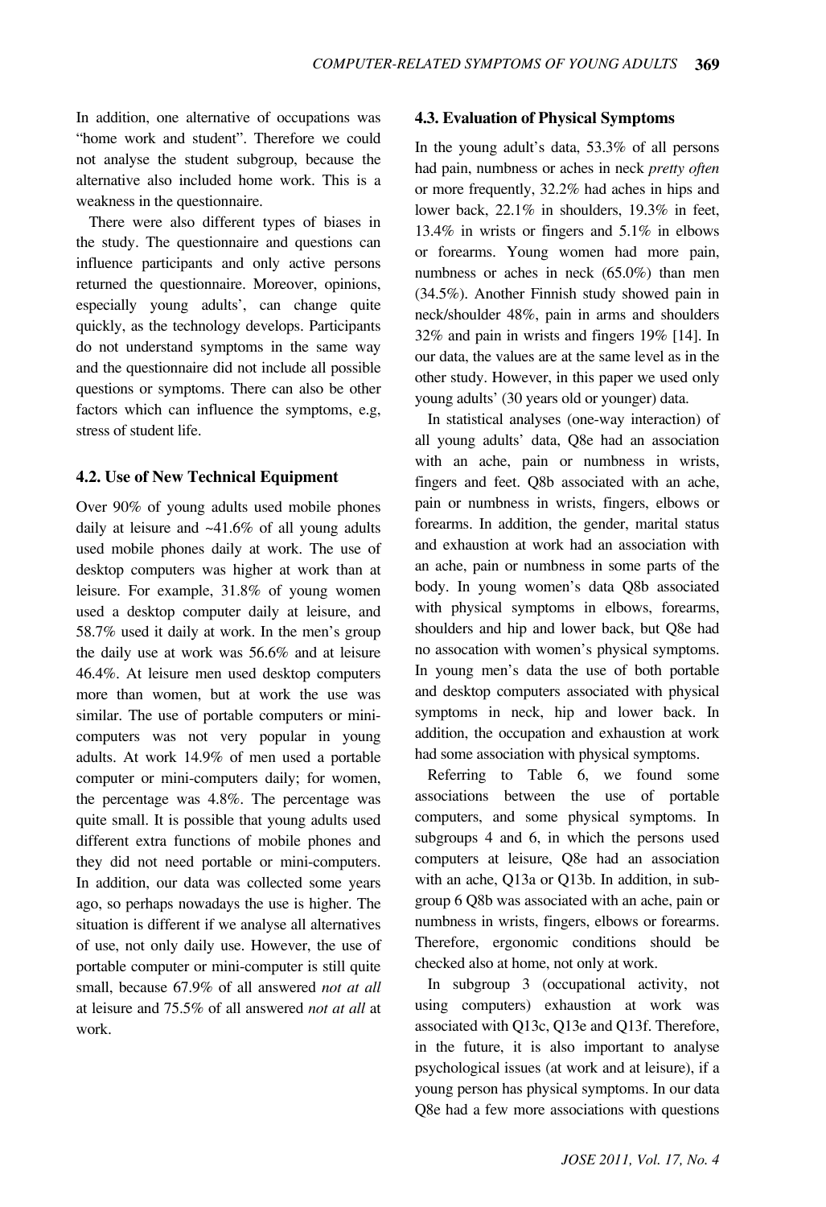In addition, one alternative of occupations was "home work and student". Therefore we could not analyse the student subgroup, because the alternative also included home work. This is a weakness in the questionnaire.

There were also different types of biases in the study. The questionnaire and questions can influence participants and only active persons returned the questionnaire. Moreover, opinions, especially young adults', can change quite quickly, as the technology develops. Participants do not understand symptoms in the same way and the questionnaire did not include all possible questions or symptoms. There can also be other factors which can influence the symptoms, e.g, stress of student life.

### 4.2. Use of New Technical Equipment

Over 90% of young adults used mobile phones daily at leisure and ~41.6% of all young adults used mobile phones daily at work. The use of desktop computers was higher at work than at leisure. For example, 31.8% of young women used a desktop computer daily at leisure, and 58.7% used it daily at work. In the men's group the daily use at work was 56.6% and at leisure 46.4%. At leisure men used desktop computers more than women, but at work the use was similar. The use of portable computers or mini-computers was not very popular in young adults. At work 14.9% of men used a portable computer or mini-computers daily; for women, the percentage was 4.8%. The percentage was quite small. It is possible that young adults used different extra functions of mobile phones and they did not need portable or mini-computers. In addition, our data was collected some years ago, so perhaps nowadays the use is higher. The situation is different if we analyse all alternatives of use, not only daily use. However, the use of portable computer or mini-computer is still quite small, because 67.9% of all answered *not at all* at leisure and 75.5% of all answered *not at all* at work.

### 4.3. Evaluation of Physical Symptoms

In the young adult's data, 53.3% of all persons had pain, numbness or aches in neck *pretty often* or more frequently, 32.2% had aches in hips and lower back, 22.1% in shoulders, 19.3% in feet, 13.4% in wrists or fingers and 5.1% in elbows or forearms. Young women had more pain, numbness or aches in neck (65.0%) than men (34.5%). Another Finnish study showed pain in neck/shoulder 48%, pain in arms and shoulders 32% and pain in wrists and fingers 19% [14]. In our data, the values are at the same level as in the other study. However, in this paper we used only young adults' (30 years old or younger) data.

In statistical analyses (one-way interaction) of all young adults' data, Q8e had an association with an ache, pain or numbness in wrists, fingers and feet. Q8b associated with an ache, pain or numbness in wrists, fingers, elbows or forearms. In addition, the gender, marital status and exhaustion at work had an association with an ache, pain or numbness in some parts of the body. In young women's data Q8b associated with physical symptoms in elbows, forearms, shoulders and hip and lower back, but Q8e had no assocation with women's physical symptoms. In young men's data the use of both portable and desktop computers associated with physical symptoms in neck, hip and lower back. In addition, the occupation and exhaustion at work had some association with physical symptoms.

Referring to Table 6, we found some associations between the use of portable computers, and some physical symptoms. In subgroups 4 and 6, in which the persons used computers at leisure, Q8e had an association with an ache, Q13a or Q13b. In addition, in subgroup 6 Q8b was associated with an ache, pain or numbness in wrists, fingers, elbows or forearms. Therefore, ergonomic conditions should be checked also at home, not only at work.

In subgroup 3 (occupational activity, not using computers) exhaustion at work was associated with Q13c, Q13e and Q13f. Therefore, in the future, it is also important to analyse psychological issues (at work and at leisure), if a young person has physical symptoms. In our data Q8e had a few more associations with questions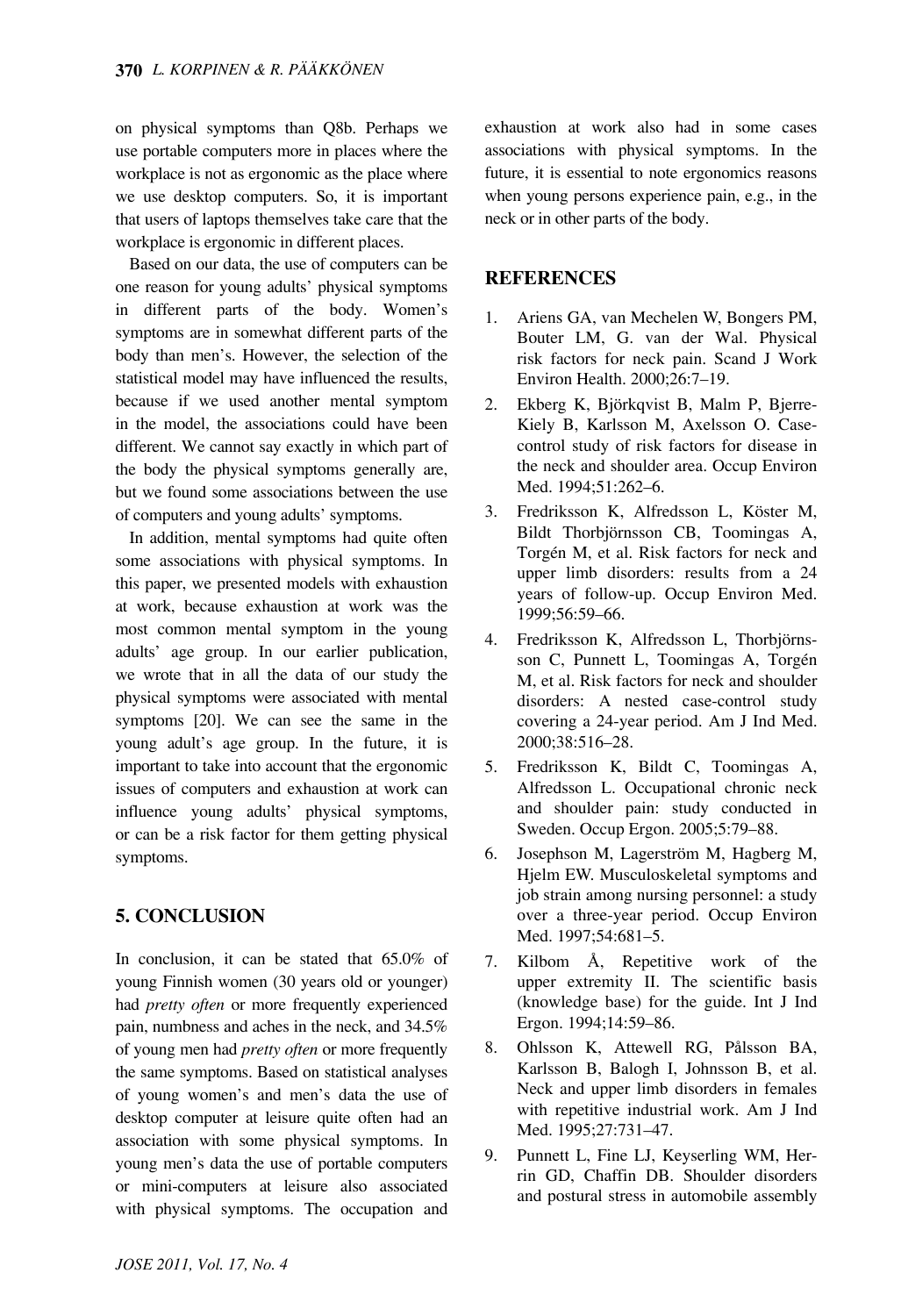on physical symptoms than Q8b. Perhaps we use portable computers more in places where the workplace is not as ergonomic as the place where we use desktop computers. So, it is important that users of laptops themselves take care that the workplace is ergonomic in different places.

Based on our data, the use of computers can be one reason for young adults' physical symptoms in different parts of the body. Women's symptoms are in somewhat different parts of the body than men's. However, the selection of the statistical model may have influenced the results, because if we used another mental symptom in the model, the associations could have been different. We cannot say exactly in which part of the body the physical symptoms generally are, but we found some associations between the use of computers and young adults' symptoms.

In addition, mental symptoms had quite often some associations with physical symptoms. In this paper, we presented models with exhaustion at work, because exhaustion at work was the most common mental symptom in the young adults' age group. In our earlier publication, we wrote that in all the data of our study the physical symptoms were associated with mental symptoms [20]. We can see the same in the young adult's age group. In the future, it is important to take into account that the ergonomic issues of computers and exhaustion at work can influence young adults' physical symptoms, or can be a risk factor for them getting physical symptoms.

## 5. CONCLUSION

In conclusion, it can be stated that 65.0% of young Finnish women (30 years old or younger) had *pretty often* or more frequently experienced pain, numbness and aches in the neck, and 34.5% of young men had *pretty often* or more frequently the same symptoms. Based on statistical analyses of young women's and men's data the use of desktop computer at leisure quite often had an association with some physical symptoms. In young men's data the use of portable computers or mini-computers at leisure also associated with physical symptoms. The occupation and exhaustion at work also had in some cases associations with physical symptoms. In the future, it is essential to note ergonomics reasons when young persons experience pain, e.g., in the neck or in other parts of the body.

## REFERENCES

1. Ariens GA, van Mechelen W, Bongers PM, Bouter LM, G. van der Wal. Physical risk factors for neck pain. Scand J Work Environ Health. 2000;26:7–19.
2. Ekberg K, Björkqvist B, Malm P, Bjerre-Kiely B, Karlsson M, Axelsson O. Case-control study of risk factors for disease in the neck and shoulder area. Occup Environ Med. 1994;51:262–6.
3. Fredriksson K, Alfredsson L, Köster M, Bildt Thorbjörnsson CB, Toomingas A, Torgén M, et al. Risk factors for neck and upper limb disorders: results from a 24 years of follow-up. Occup Environ Med. 1999;56:59–66.
4. Fredriksson K, Alfredsson L, Thorbjörnsson C, Punnett L, Toomingas A, Torgén M, et al. Risk factors for neck and shoulder disorders: A nested case-control study covering a 24-year period. Am J Ind Med. 2000;38:516–28.
5. Fredriksson K, Bildt C, Toomingas A, Alfredsson L. Occupational chronic neck and shoulder pain: study conducted in Sweden. Occup Ergon. 2005;5:79–88.
6. Josephson M, Lagerström M, Hagberg M, Hjelm EW. Musculoskeletal symptoms and job strain among nursing personnel: a study over a three-year period. Occup Environ Med. 1997;54:681–5.
7. Kilbom Å, Repetitive work of the upper extremity II. The scientific basis (knowledge base) for the guide. Int J Ind Ergon. 1994;14:59–86.
8. Ohlsson K, Attewell RG, Pålsson BA, Karlsson B, Balogh I, Johnsson B, et al. Neck and upper limb disorders in females with repetitive industrial work. Am J Ind Med. 1995;27:731–47.
9. Punnett L, Fine LJ, Keyserling WM, Herrin GD, Chaffin DB. Shoulder disorders and postural stress in automobile assembly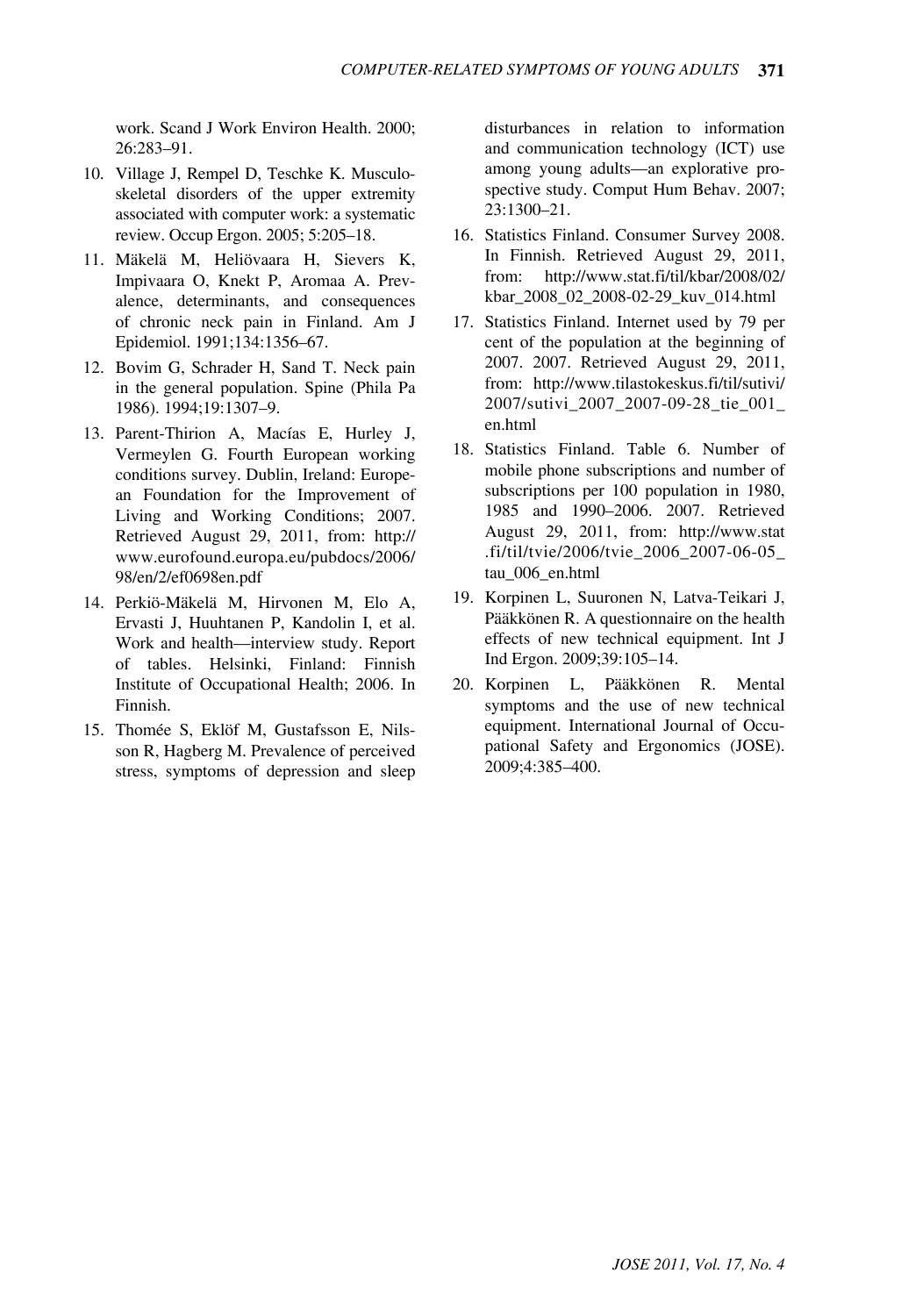work. Scand J Work Environ Health. 2000; 26:283–91.

10. Village J, Rempel D, Teschke K. Musculoskeletal disorders of the upper extremity associated with computer work: a systematic review. Occup Ergon. 2005; 5:205–18.
11. Mäkelä M, Heliövaara H, Sievers K, Impivaara O, Knekt P, Aromaa A. Prevalence, determinants, and consequences of chronic neck pain in Finland. Am J Epidemiol. 1991;134:1356–67.
12. Bovim G, Schrader H, Sand T. Neck pain in the general population. Spine (Phila Pa 1986). 1994;19:1307–9.
13. Parent-Thirion A, Macías E, Hurley J, Vermeylen G. Fourth European working conditions survey. Dublin, Ireland: European Foundation for the Improvement of Living and Working Conditions; 2007. Retrieved August 29, 2011, from: http://www.eurofound.europa.eu/pubdocs/2006/98/en/2/ef0698en.pdf
14. Perkiö-Mäkelä M, Hirvonen M, Elo A, Ervasti J, Huuhtanen P, Kandolin I, et al. Work and health—interview study. Report of tables. Helsinki, Finland: Finnish Institute of Occupational Health; 2006. In Finnish.
15. Thomée S, Eklöf M, Gustafsson E, Nilsson R, Hagberg M. Prevalence of perceived stress, symptoms of depression and sleep disturbances in relation to information and communication technology (ICT) use among young adults—an explorative prospective study. Comput Hum Behav. 2007; 23:1300–21.
16. Statistics Finland. Consumer Survey 2008. In Finnish. Retrieved August 29, 2011, from: http://www.stat.fi/til/kbar/2008/02/kbar_2008_02_2008-02-29_kuv_014.html
17. Statistics Finland. Internet used by 79 per cent of the population at the beginning of 2007. 2007. Retrieved August 29, 2011, from: http://www.tilastokeskus.fi/til/sutivi/2007/sutivi_2007_2007-09-28_tie_001_en.html
18. Statistics Finland. Table 6. Number of mobile phone subscriptions and number of subscriptions per 100 population in 1980, 1985 and 1990–2006. 2007. Retrieved August 29, 2011, from: http://www.stat.fi/til/tvie/2006/tvie_2006_2007-06-05_tau_006_en.html
19. Korpinen L, Suuronen N, Latva-Teikari J, Pääkkönen R. A questionnaire on the health effects of new technical equipment. Int J Ind Ergon. 2009;39:105–14.
20. Korpinen L, Pääkkönen R. Mental symptoms and the use of new technical equipment. International Journal of Occupational Safety and Ergonomics (JOSE). 2009;4:385–400.